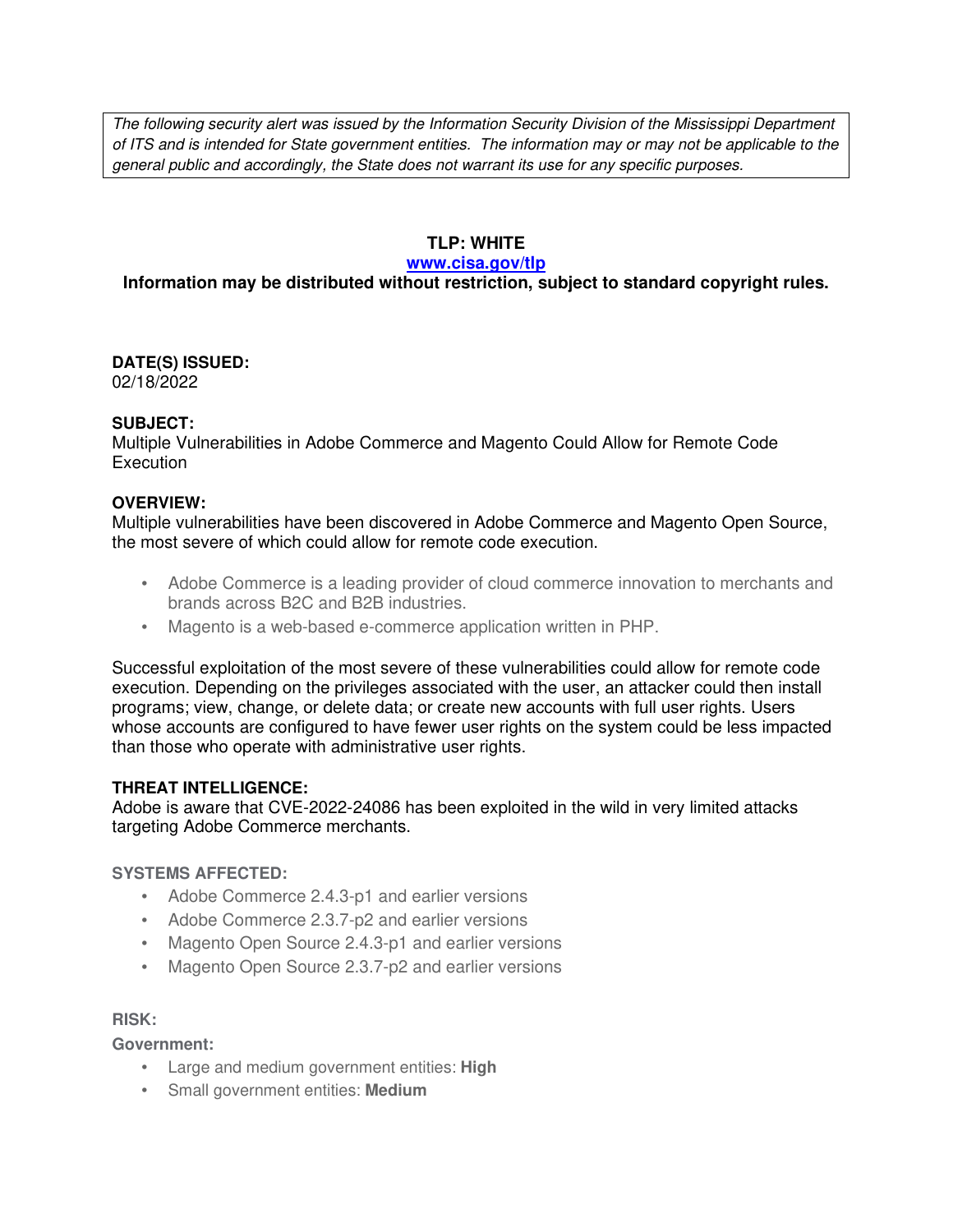*The following security alert was issued by the Information Security Division of the Mississippi Department of ITS and is intended for State government entities. The information may or may not be applicable to the general public and accordingly, the State does not warrant its use for any specific purposes.*

**TLP: WHITE**

**[www.cisa.gov/tlp](http://www.cisa.gov/tlp)**

**Information may be distributed without restriction, subject to standard copyright rules.**

**DATE(S) ISSUED:**
02/18/2022

**SUBJECT:**
Multiple Vulnerabilities in Adobe Commerce and Magento Could Allow for Remote Code Execution

**OVERVIEW:**
Multiple vulnerabilities have been discovered in Adobe Commerce and Magento Open Source, the most severe of which could allow for remote code execution.

- Adobe Commerce is a leading provider of cloud commerce innovation to merchants and brands across B2C and B2B industries.
- Magento is a web-based e-commerce application written in PHP.

Successful exploitation of the most severe of these vulnerabilities could allow for remote code execution. Depending on the privileges associated with the user, an attacker could then install programs; view, change, or delete data; or create new accounts with full user rights. Users whose accounts are configured to have fewer user rights on the system could be less impacted than those who operate with administrative user rights.

**THREAT INTELLIGENCE:**
Adobe is aware that CVE-2022-24086 has been exploited in the wild in very limited attacks targeting Adobe Commerce merchants.

**SYSTEMS AFFECTED:**

- Adobe Commerce 2.4.3-p1 and earlier versions
- Adobe Commerce 2.3.7-p2 and earlier versions
- Magento Open Source 2.4.3-p1 and earlier versions
- Magento Open Source 2.3.7-p2 and earlier versions

**RISK:**

**Government:**

- Large and medium government entities: **High**
- Small government entities: **Medium**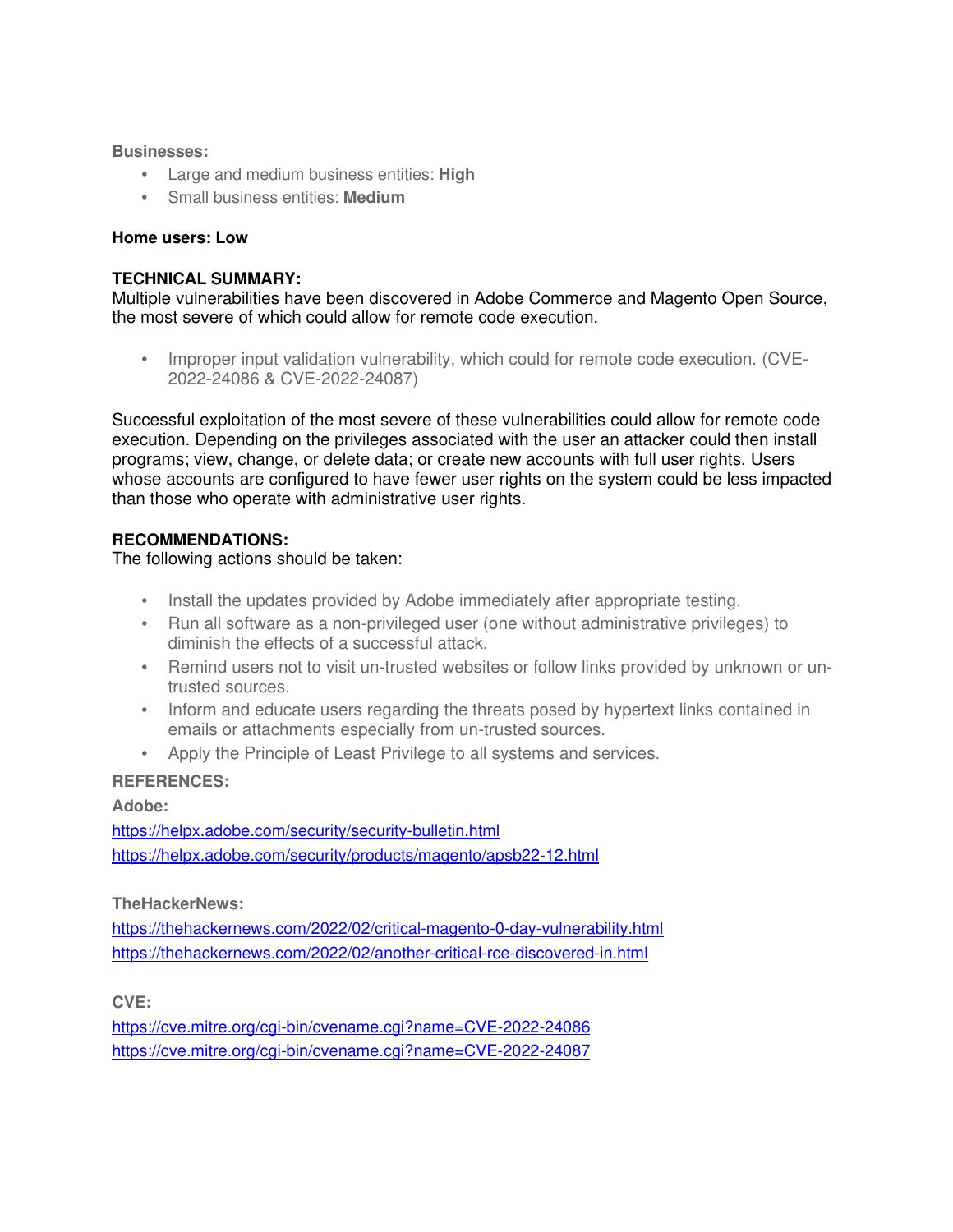**Businesses:**

- Large and medium business entities: **High**
- Small business entities: **Medium**

**Home users: Low**

**TECHNICAL SUMMARY:**
Multiple vulnerabilities have been discovered in Adobe Commerce and Magento Open Source, the most severe of which could allow for remote code execution.

- Improper input validation vulnerability, which could for remote code execution. (CVE-2022-24086 & CVE-2022-24087)

Successful exploitation of the most severe of these vulnerabilities could allow for remote code execution. Depending on the privileges associated with the user an attacker could then install programs; view, change, or delete data; or create new accounts with full user rights. Users whose accounts are configured to have fewer user rights on the system could be less impacted than those who operate with administrative user rights.

**RECOMMENDATIONS:**
The following actions should be taken:

- Install the updates provided by Adobe immediately after appropriate testing.
- Run all software as a non-privileged user (one without administrative privileges) to diminish the effects of a successful attack.
- Remind users not to visit un-trusted websites or follow links provided by unknown or un-trusted sources.
- Inform and educate users regarding the threats posed by hypertext links contained in emails or attachments especially from un-trusted sources.
- Apply the Principle of Least Privilege to all systems and services.

**REFERENCES:**

**Adobe:**

https://helpx.adobe.com/security/security-bulletin.html
https://helpx.adobe.com/security/products/magento/apsb22-12.html

**TheHackerNews:**

https://thehackernews.com/2022/02/critical-magento-0-day-vulnerability.html
https://thehackernews.com/2022/02/another-critical-rce-discovered-in.html

**CVE:**

https://cve.mitre.org/cgi-bin/cvename.cgi?name=CVE-2022-24086
https://cve.mitre.org/cgi-bin/cvename.cgi?name=CVE-2022-24087